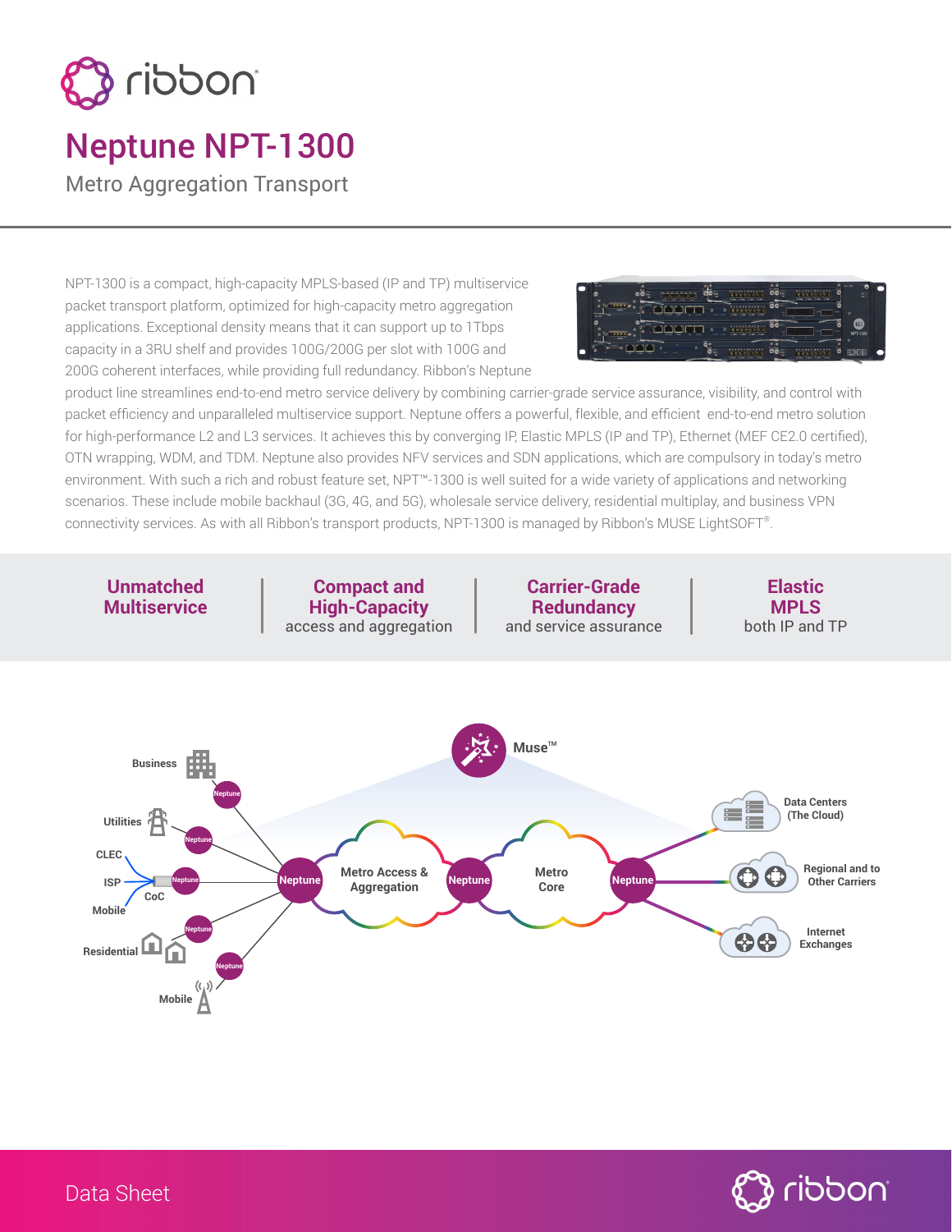# Neptune NPT-1300

Metro Aggregation Transport

NPT-1300 is a compact, high-capacity MPLS-based (IP and TP) multiservice packet transport platform, optimized for high-capacity metro aggregation applications. Exceptional density means that it can support up to 1Tbps capacity in a 3RU shelf and provides 100G/200G per slot with 100G and 200G coherent interfaces, while providing full redundancy. Ribbon's Neptune product line streamlines end-to-end metro service delivery by combining carrier-grade service assurance, visibility, and control with packet efficiency and unparalleled multiservice support. Neptune offers a powerful, flexible, and efficient end-to-end metro solution for high-performance L2 and L3 services. It achieves this by converging IP, Elastic MPLS (IP and TP), Ethernet (MEF CE2.0 certified), OTN wrapping, WDM, and TDM. Neptune also provides NFV services and SDN applications, which are compulsory in today's metro environment. With such a rich and robust feature set, NPT™-1300 is well suited for a wide variety of applications and networking scenarios. These include mobile backhaul (3G, 4G, and 5G), wholesale service delivery, residential multiplay, and business VPN connectivity services. As with all Ribbon's transport products, NPT-1300 is managed by Ribbon's MUSE LightSOFT®.

**Unmatched Multiservice**

**Compact and High-Capacity** access and aggregation

**Carrier-Grade Redundancy** and service assurance

**Elastic MPLS** both IP and TP

Data Sheet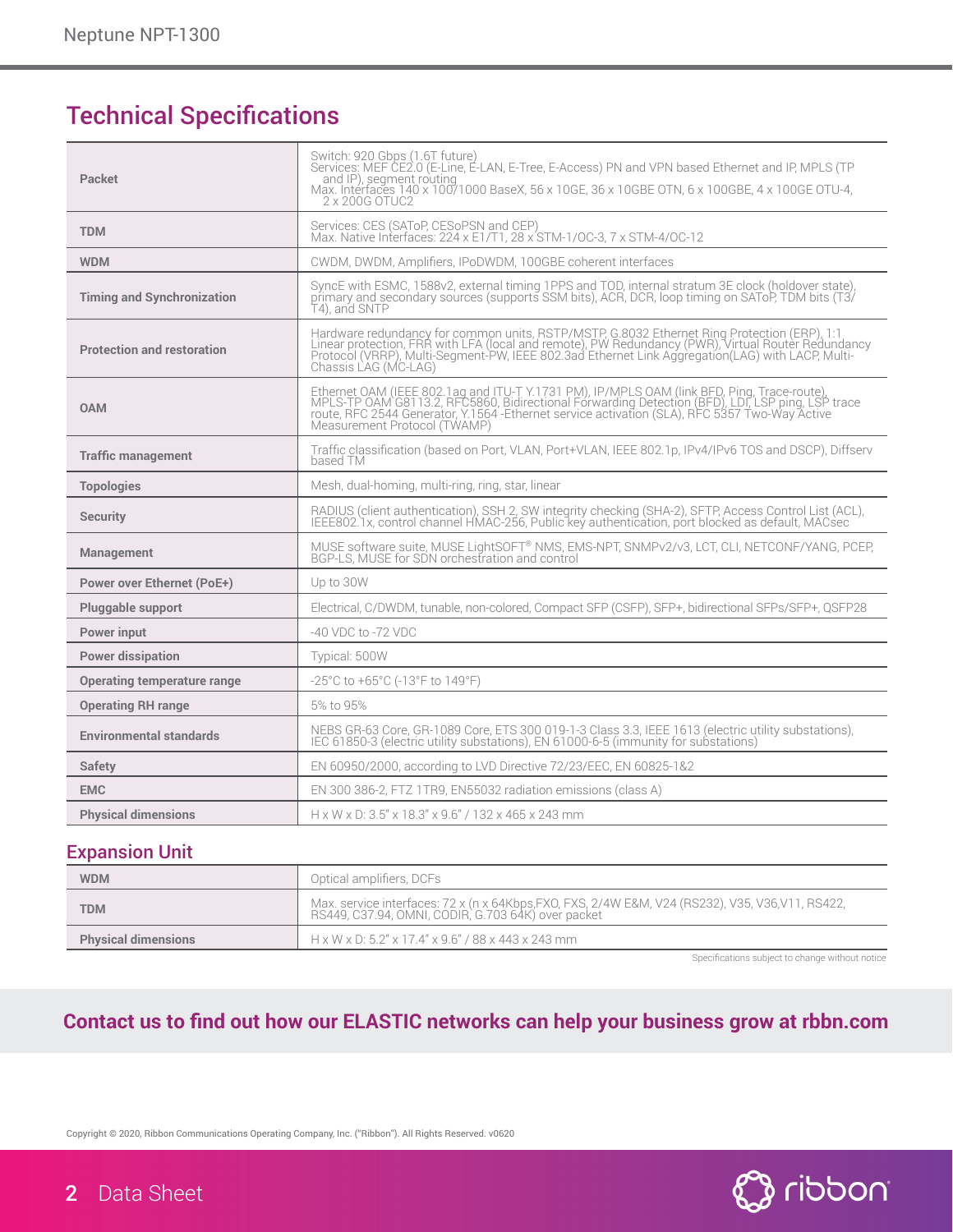## Technical Specifications

| | |
|---|---|
| **Packet** | Switch: 920 Gbps (1.6T future)<br>Services: MEF CE2.0 (E-Line, E-Tree, E-Access) PN and VPN based Ethernet and IP, MPLS (TP and IP), segment routing<br>Max. Interfaces 140 x 100/1000 BaseX, 56 x 10GE, 36 x 10GBE OTN, 6 x 100GBE, 4 x 100GE OTU-4, 2 x 200G OTUC2 |
| **TDM** | Services: CES (SAToP, CESoPSN and CEP)<br>Max. Native Interfaces: 224 x E1/T1, 28 x STM-1/OC-3, 7 x STM-4/OC-12 |
| **WDM** | CWDM, DWDM, Amplifiers, IPoDWDM, 100GBE coherent interfaces |
| **Timing and Synchronization** | SyncE with ESMC, 1588v2, external timing 1PPS and TOD, internal stratum 3E clock (holdover state), primary and secondary sources (supports SSM bits), ACR, DCR, loop timing on SAToP, TDM bits (T3/T4), and SNTP |
| **Protection and restoration** | Hardware redundancy for common units, RSTP/MSTP, G.8032 Ethernet Ring Protection (ERP), 1:1 Linear protection, FRR with LFA (local and remote), PW Redundancy (PWR), Virtual Router Redundancy Protocol (VRRP), Multi-Segment-PW, IEEE 802.3ad Ethernet Link Aggregation(LAG) with LACP, Multi-Chassis LAG (MC-LAG) |
| **OAM** | Ethernet OAM (IEEE 802.1ag and ITU-T Y.1731 PM), IP/MPLS OAM (link BFD, Ping, Trace-route), MPLS-TP OAM G8113.2, RFC5860, Bidirectional Forwarding Detection (BFD), LDI, LSP ping, LSP trace route, RFC 2544 Generator, Y.1564 -Ethernet service activation (SLA), RFC 5357 Two-Way Active Measurement Protocol (TWAMP) |
| **Traffic management** | Traffic classification (based on Port, VLAN, Port+VLAN, IEEE 802.1p, IPv4/IPv6 TOS and DSCP), Diffserv based TM |
| **Topologies** | Mesh, dual-homing, multi-ring, ring, star, linear |
| **Security** | RADIUS (client authentication), SSH 2, SW integrity checking (SHA-2), SFTP, Access Control List (ACL), IEEE802.1x, control channel HMAC-256, Public key authentication, port blocked as default, MACsec |
| **Management** | MUSE software suite, MUSE LightSOFT® NMS, EMS-NPT, SNMPv2/v3, LCT, CLI, NETCONF/YANG, PCEP, BGP-LS, MUSE for SDN orchestration and control |
| **Power over Ethernet (PoE+)** | Up to 30W |
| **Pluggable support** | Electrical, C/DWDM, tunable, non-colored, Compact SFP (CSFP), SFP+, bidirectional SFPs/SFP+, QSFP28 |
| **Power input** | -40 VDC to -72 VDC |
| **Power dissipation** | Typical: 500W |
| **Operating temperature range** | -25°C to +65°C (-13°F to 149°F) |
| **Operating RH range** | 5% to 95% |
| **Environmental standards** | NEBS GR-63 Core, GR-1089 Core, ETS 300 019-1-3 Class 3.3, IEEE 1613 (electric utility substations), IEC 61850-3 (electric utility substations), EN 61000-6-5 (immunity for substations) |
| **Safety** | EN 60950/2000, according to LVD Directive 72/23/EEC, EN 60825-1&2 |
| **EMC** | EN 300 386-2, FTZ 1TR9, EN55032 radiation emissions (class A) |
| **Physical dimensions** | H x W x D: 3.5" x 18.3" x 9.6" / 132 x 465 x 243 mm |

## Expansion Unit

| | |
|---|---|
| **WDM** | Optical amplifiers, DCFs |
| **TDM** | Max. service interfaces: 72 x (n x 64Kbps,FXO, FXS, 2/4W E&M, V24 (RS232), V35, V36,V11, RS422, RS449, C37.94, OMNI, CODIR, G.703 64K) over packet |
| **Physical dimensions** | H x W x D: 5.2" x 17.4" x 9.6" / 88 x 443 x 243 mm |

Specifications subject to change without notice

**Contact us to find out how our ELASTIC networks can help your business grow at rbbn.com**

Copyright © 2020, Ribbon Communications Operating Company, Inc. ("Ribbon"). All Rights Reserved. v0620